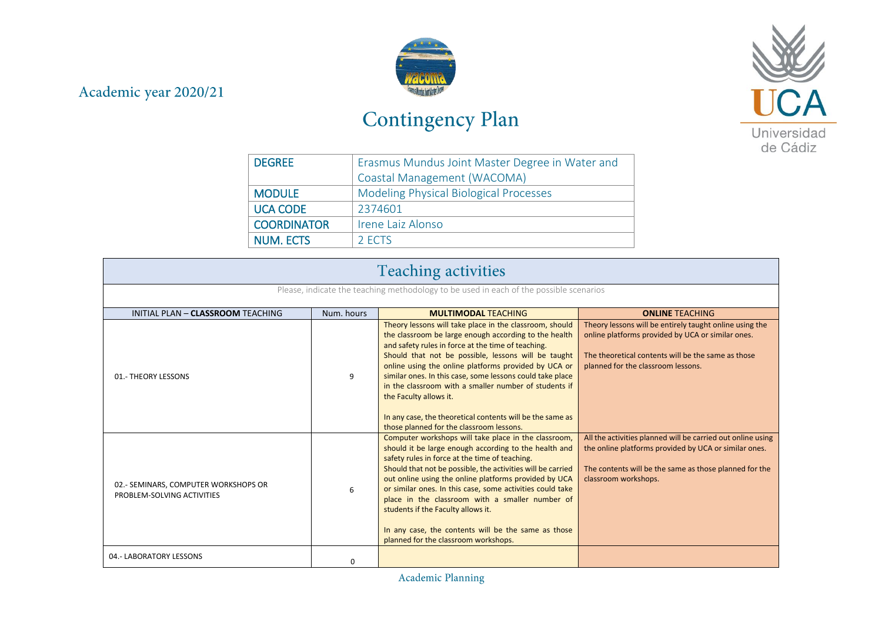Academic year 2020/21

# Contingency Plan

| DEGREE | Erasmus Mundus Joint Master Degree in Water and Coastal Management (WACOMA) |
|---|---|
| MODULE | Modeling Physical Biological Processes |
| UCA CODE | 2374601 |
| COORDINATOR | Irene Laiz Alonso |
| NUM. ECTS | 2 ECTS |

## Teaching activities

Please, indicate the teaching methodology to be used in each of the possible scenarios

| INITIAL PLAN – **CLASSROOM** TEACHING | Num. hours | **MULTIMODAL** TEACHING | **ONLINE** TEACHING |
|---|---|---|---|
| 01.- THEORY LESSONS | 9 | Theory lessons will take place in the classroom, should the classroom be large enough according to the health and safety rules in force at the time of teaching. Should that not be possible, lessons will be taught online using the online platforms provided by UCA or similar ones. In this case, some lessons could take place in the classroom with a smaller number of students if the Faculty allows it. In any case, the theoretical contents will be the same as those planned for the classroom lessons. | Theory lessons will be entirely taught online using the online platforms provided by UCA or similar ones. The theoretical contents will be the same as those planned for the classroom lessons. |
| 02.- SEMINARS, COMPUTER WORKSHOPS OR PROBLEM-SOLVING ACTIVITIES | 6 | Computer workshops will take place in the classroom, should it be large enough according to the health and safety rules in force at the time of teaching. Should that not be possible, the activities will be carried out online using the online platforms provided by UCA or similar ones. In this case, some activities could take place in the classroom with a smaller number of students if the Faculty allows it. In any case, the contents will be the same as those planned for the classroom workshops. | All the activities planned will be carried out online using the online platforms provided by UCA or similar ones. The contents will be the same as those planned for the classroom workshops. |
| 04.- LABORATORY LESSONS | 0 | | |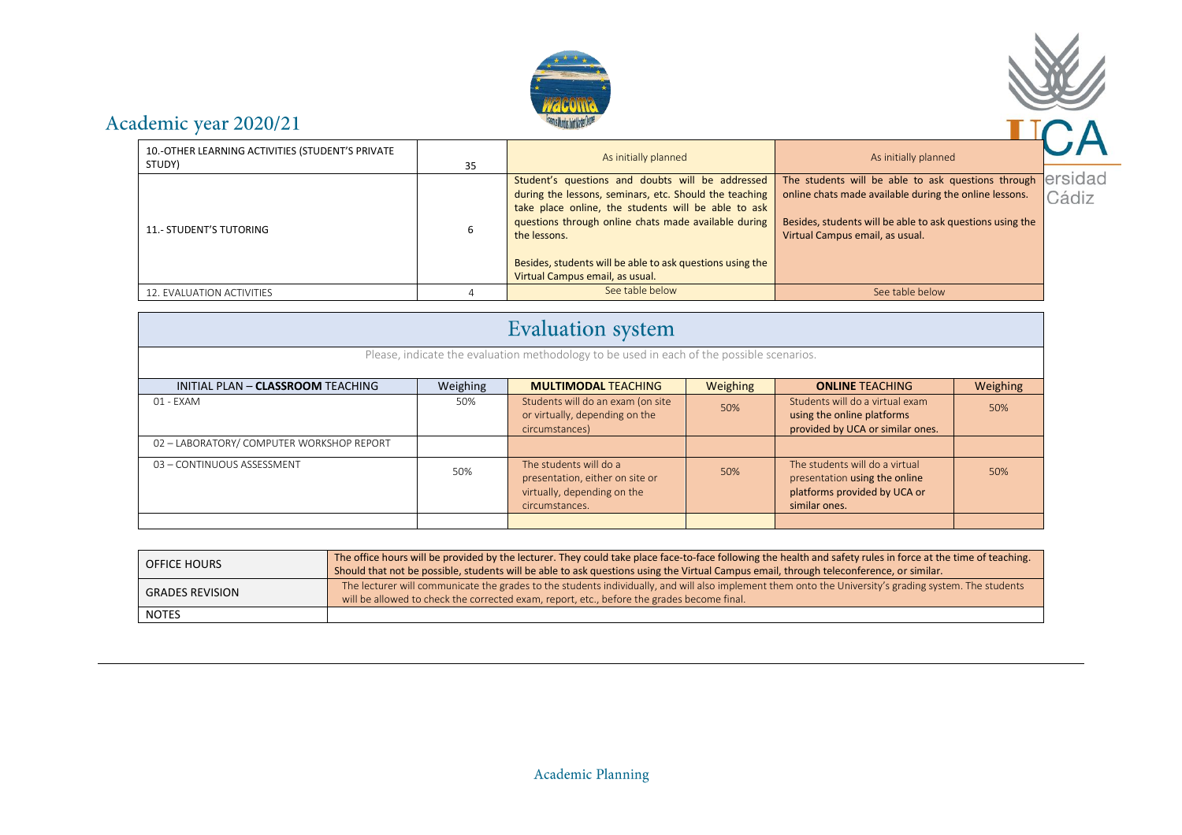| | | | |
|---|---|---|---|
| 10.-OTHER LEARNING ACTIVITIES (STUDENT'S PRIVATE STUDY) | 35 | As initially planned | As initially planned |
| 11.- STUDENT'S TUTORING | 6 | Student's questions and doubts will be addressed during the lessons, seminars, etc. Should the teaching take place online, the students will be able to ask questions through online chats made available during the lessons.<br><br>Besides, students will be able to ask questions using the Virtual Campus email, as usual. | The students will be able to ask questions through online chats made available during the online lessons.<br><br>Besides, students will be able to ask questions using the Virtual Campus email, as usual. |
| 12. EVALUATION ACTIVITIES | 4 | See table below | See table below |

## Evaluation system

Please, indicate the evaluation methodology to be used in each of the possible scenarios.

| INITIAL PLAN – **CLASSROOM** TEACHING | Weighing | **MULTIMODAL** TEACHING | Weighing | **ONLINE** TEACHING | Weighing |
|---|---|---|---|---|---|
| 01 - EXAM | 50% | Students will do an exam (on site or virtually, depending on the circumstances) | 50% | Students will do a virtual exam using the online platforms provided by UCA or similar ones. | 50% |
| 02 – LABORATORY/ COMPUTER WORKSHOP REPORT | | | | | |
| 03 – CONTINUOUS ASSESSMENT | 50% | The students will do a presentation, either on site or virtually, depending on the circumstances. | 50% | The students will do a virtual presentation using the online platforms provided by UCA or similar ones. | 50% |
| | | | | | |

| | |
|---|---|
| OFFICE HOURS | The office hours will be provided by the lecturer. They could take place face-to-face following the health and safety rules in force at the time of teaching. Should that not be possible, students will be able to ask questions using the Virtual Campus email, through teleconference, or similar. |
| GRADES REVISION | The lecturer will communicate the grades to the students individually, and will also implement them onto the University's grading system. The students will be allowed to check the corrected exam, report, etc., before the grades become final. |
| NOTES | |